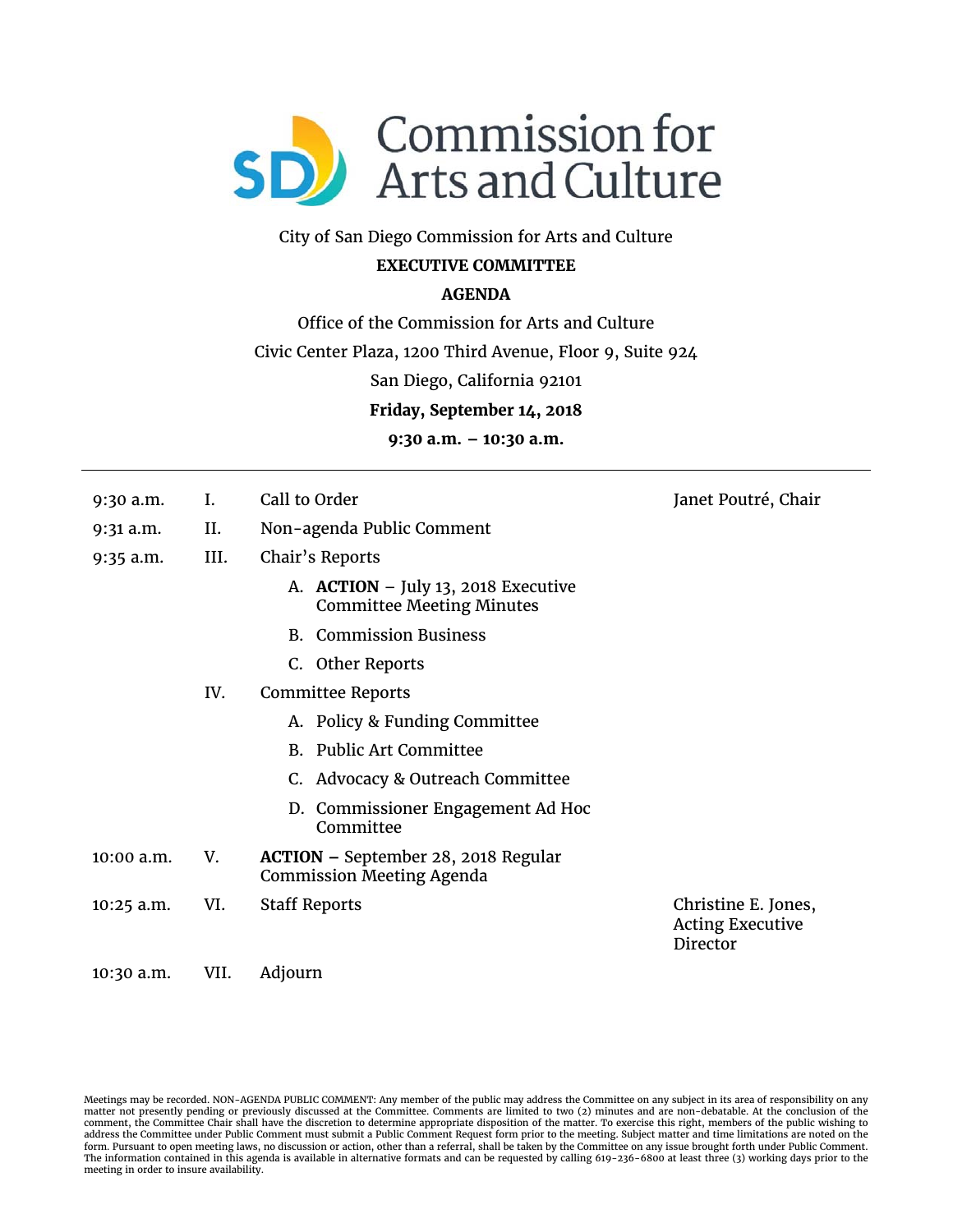# Commission for Arts and Culture

City of San Diego Commission for Arts and Culture

**EXECUTIVE COMMITTEE**

**AGENDA**

Office of the Commission for Arts and Culture

Civic Center Plaza, 1200 Third Avenue, Floor 9, Suite 924

San Diego, California 92101

**Friday, September 14, 2018**

**9:30 a.m. – 10:30 a.m.**

---

| Time | No. | Item | Presenter |
|---|---|---|---|
| 9:30 a.m. | I. | Call to Order | Janet Poutré, Chair |
| 9:31 a.m. | II. | Non-agenda Public Comment | |
| 9:35 a.m. | III. | Chair's Reports | |
| | | A. **ACTION** – July 13, 2018 Executive Committee Meeting Minutes | |
| | | B. Commission Business | |
| | | C. Other Reports | |
| | IV. | Committee Reports | |
| | | A. Policy & Funding Committee | |
| | | B. Public Art Committee | |
| | | C. Advocacy & Outreach Committee | |
| | | D. Commissioner Engagement Ad Hoc Committee | |
| 10:00 a.m. | V. | **ACTION** – September 28, 2018 Regular Commission Meeting Agenda | |
| 10:25 a.m. | VI. | Staff Reports | Christine E. Jones, Acting Executive Director |
| 10:30 a.m. | VII. | Adjourn | |

Meetings may be recorded. NON-AGENDA PUBLIC COMMENT: Any member of the public may address the Committee on any subject in its area of responsibility on any matter not presently pending or previously discussed at the Committee. Comments are limited to two (2) minutes and are non-debatable. At the conclusion of the comment, the Committee Chair shall have the discretion to determine appropriate disposition of the matter. To exercise this right, members of the public wishing to address the Committee under Public Comment must submit a Public Comment Request form prior to the meeting. Subject matter and time limitations are noted on the form. Pursuant to open meeting laws, no discussion or action, other than a referral, shall be taken by the Committee on any issue brought forth under Public Comment. The information contained in this agenda is available in alternative formats and can be requested by calling 619-236-6800 at least three (3) working days prior to the meeting in order to insure availability.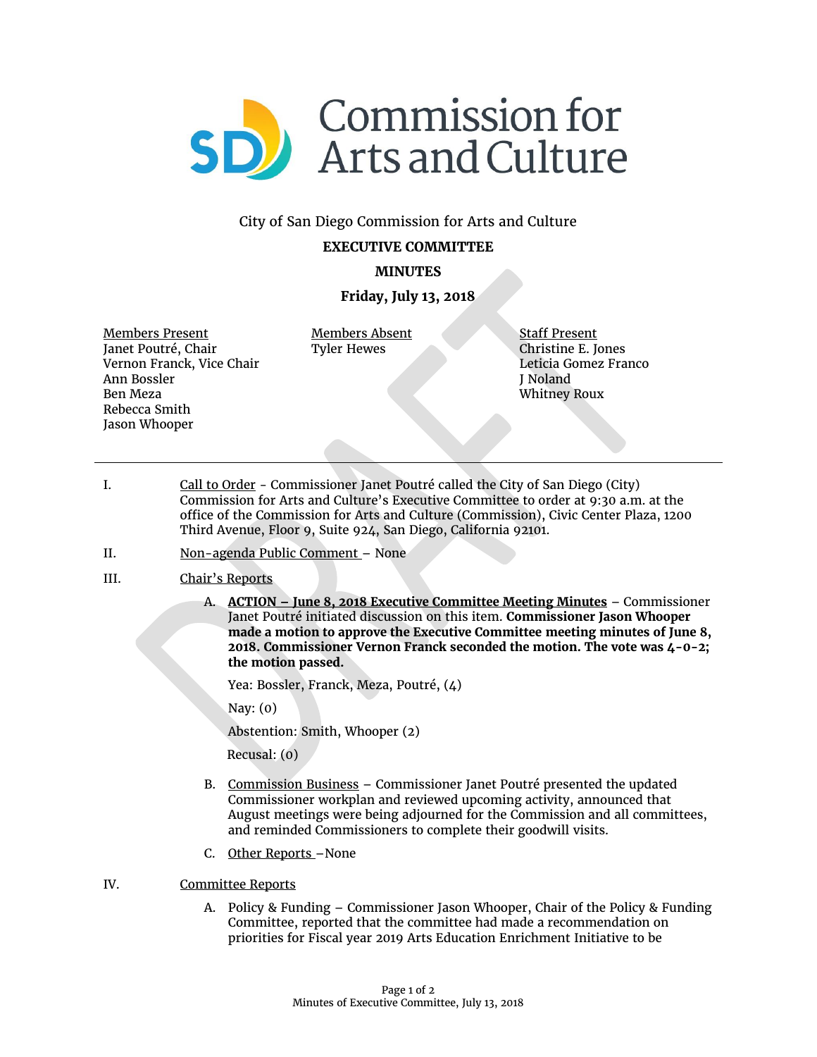City of San Diego Commission for Arts and Culture

**EXECUTIVE COMMITTEE**

**MINUTES**

**Friday, July 13, 2018**

| Members Present | Members Absent | Staff Present |
|---|---|---|
| Janet Poutré, Chair | Tyler Hewes | Christine E. Jones |
| Vernon Franck, Vice Chair | | Leticia Gomez Franco |
| Ann Bossler | | J Noland |
| Ben Meza | | Whitney Roux |
| Rebecca Smith | | |
| Jason Whooper | | |

---

I. Call to Order - Commissioner Janet Poutré called the City of San Diego (City) Commission for Arts and Culture's Executive Committee to order at 9:30 a.m. at the office of the Commission for Arts and Culture (Commission), Civic Center Plaza, 1200 Third Avenue, Floor 9, Suite 924, San Diego, California 92101.

II. Non-agenda Public Comment – None

III. Chair's Reports

A. **ACTION – June 8, 2018 Executive Committee Meeting Minutes** – Commissioner Janet Poutré initiated discussion on this item. **Commissioner Jason Whooper made a motion to approve the Executive Committee meeting minutes of June 8, 2018. Commissioner Vernon Franck seconded the motion. The vote was 4-0-2; the motion passed.**

Yea: Bossler, Franck, Meza, Poutré, (4)

Nay: (0)

Abstention: Smith, Whooper (2)

Recusal: (0)

B. Commission Business – Commissioner Janet Poutré presented the updated Commissioner workplan and reviewed upcoming activity, announced that August meetings were being adjourned for the Commission and all committees, and reminded Commissioners to complete their goodwill visits.

C. Other Reports –None

IV. Committee Reports

A. Policy & Funding – Commissioner Jason Whooper, Chair of the Policy & Funding Committee, reported that the committee had made a recommendation on priorities for Fiscal year 2019 Arts Education Enrichment Initiative to be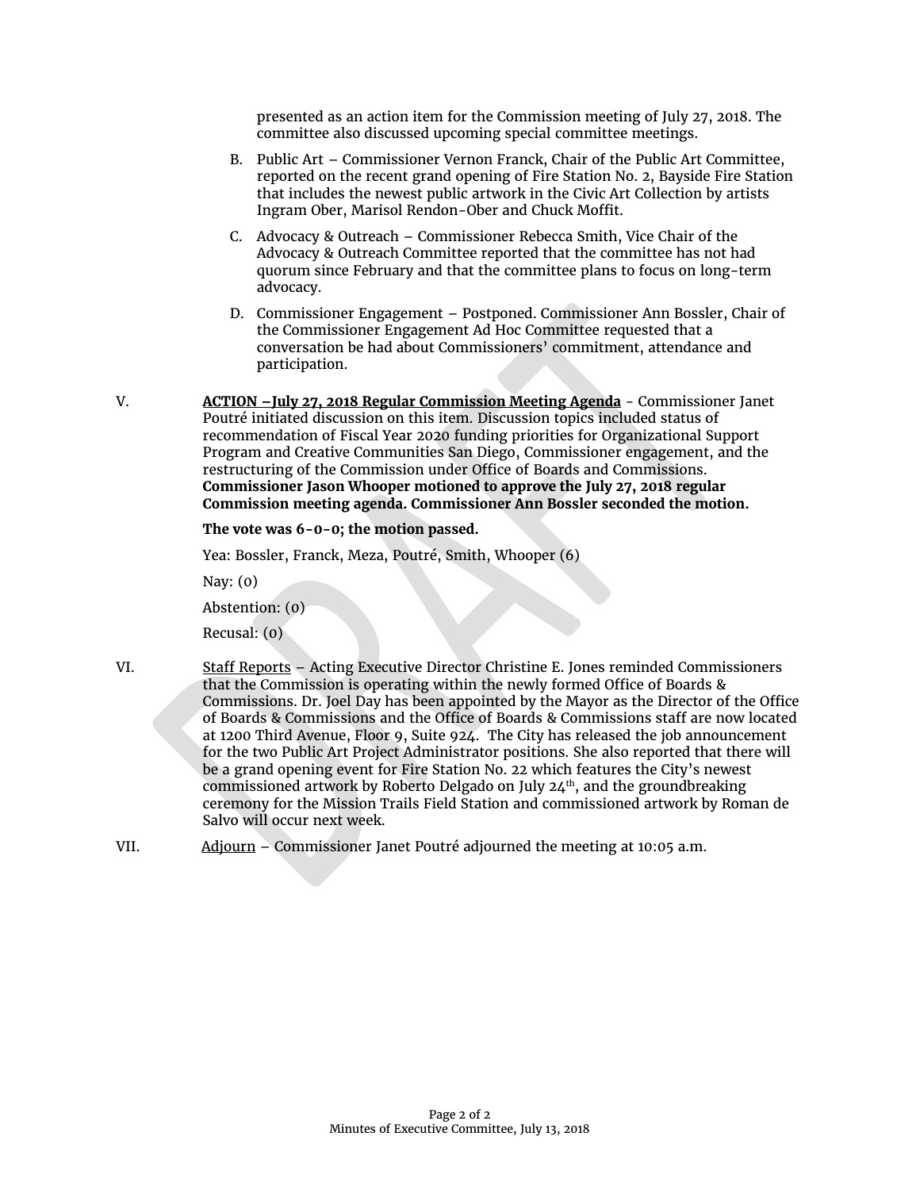presented as an action item for the Commission meeting of July 27, 2018. The committee also discussed upcoming special committee meetings.

B. Public Art – Commissioner Vernon Franck, Chair of the Public Art Committee, reported on the recent grand opening of Fire Station No. 2, Bayside Fire Station that includes the newest public artwork in the Civic Art Collection by artists Ingram Ober, Marisol Rendon-Ober and Chuck Moffit.

C. Advocacy & Outreach – Commissioner Rebecca Smith, Vice Chair of the Advocacy & Outreach Committee reported that the committee has not had quorum since February and that the committee plans to focus on long-term advocacy.

D. Commissioner Engagement – Postponed. Commissioner Ann Bossler, Chair of the Commissioner Engagement Ad Hoc Committee requested that a conversation be had about Commissioners' commitment, attendance and participation.

V. **ACTION –July 27, 2018 Regular Commission Meeting Agenda** - Commissioner Janet Poutré initiated discussion on this item. Discussion topics included status of recommendation of Fiscal Year 2020 funding priorities for Organizational Support Program and Creative Communities San Diego, Commissioner engagement, and the restructuring of the Commission under Office of Boards and Commissions. **Commissioner Jason Whooper motioned to approve the July 27, 2018 regular Commission meeting agenda. Commissioner Ann Bossler seconded the motion.**

**The vote was 6-0-0; the motion passed.**

Yea: Bossler, Franck, Meza, Poutré, Smith, Whooper (6)

Nay: (0)

Abstention: (0)

Recusal: (0)

VI. Staff Reports – Acting Executive Director Christine E. Jones reminded Commissioners that the Commission is operating within the newly formed Office of Boards & Commissions. Dr. Joel Day has been appointed by the Mayor as the Director of the Office of Boards & Commissions and the Office of Boards & Commissions staff are now located at 1200 Third Avenue, Floor 9, Suite 924. The City has released the job announcement for the two Public Art Project Administrator positions. She also reported that there will be a grand opening event for Fire Station No. 22 which features the City's newest commissioned artwork by Roberto Delgado on July 24th, and the groundbreaking ceremony for the Mission Trails Field Station and commissioned artwork by Roman de Salvo will occur next week.

VII. Adjourn – Commissioner Janet Poutré adjourned the meeting at 10:05 a.m.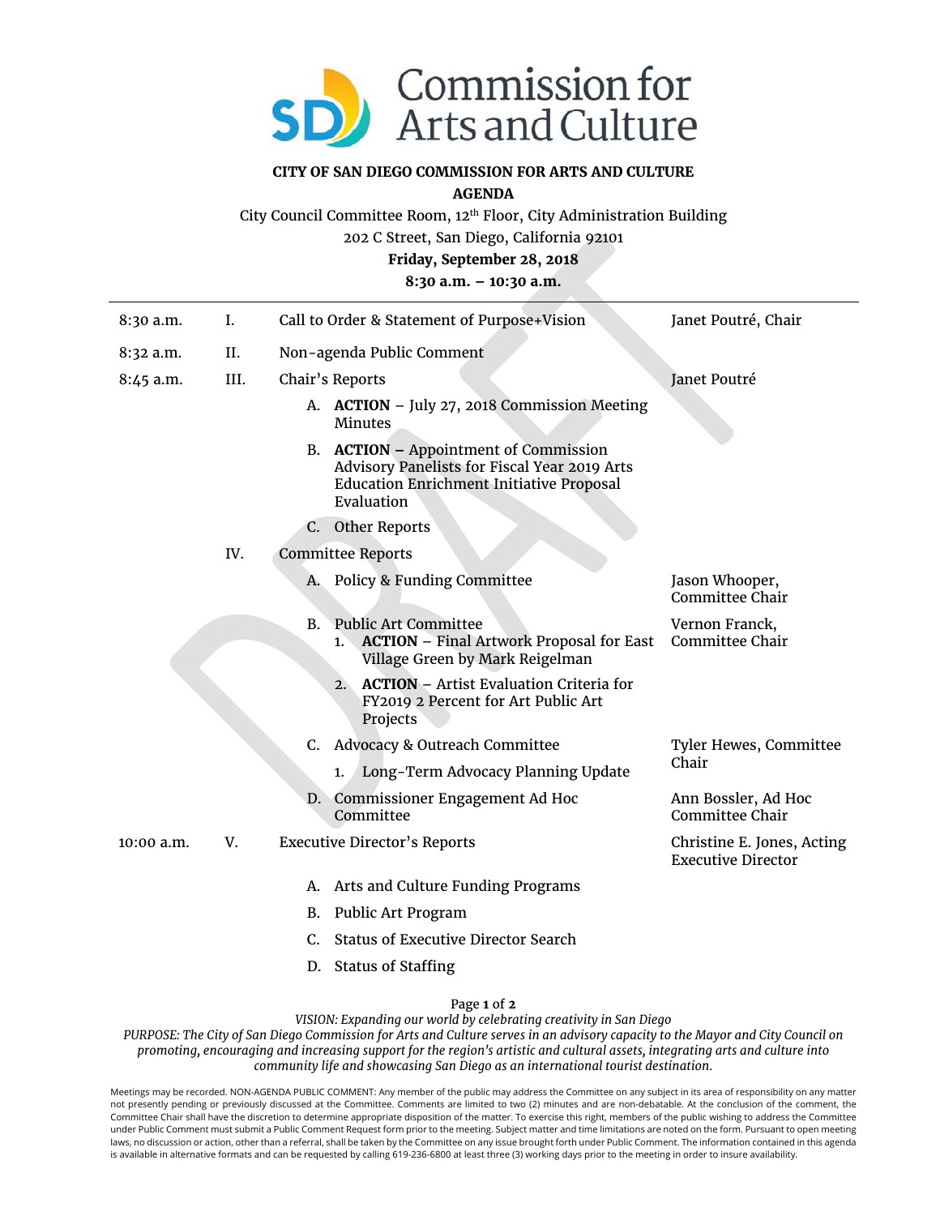# Commission for Arts and Culture

**CITY OF SAN DIEGO COMMISSION FOR ARTS AND CULTURE**

**AGENDA**

City Council Committee Room, 12th Floor, City Administration Building

202 C Street, San Diego, California 92101

**Friday, September 28, 2018**

**8:30 a.m. – 10:30 a.m.**

DRAFT

| Time | Item | Description | Presenter |
|---|---|---|---|
| 8:30 a.m. | I. | Call to Order & Statement of Purpose+Vision | Janet Poutré, Chair |
| 8:32 a.m. | II. | Non-agenda Public Comment | |
| 8:45 a.m. | III. | Chair's Reports | Janet Poutré |
| | | A. **ACTION** – July 27, 2018 Commission Meeting Minutes | |
| | | B. **ACTION –** Appointment of Commission Advisory Panelists for Fiscal Year 2019 Arts Education Enrichment Initiative Proposal Evaluation | |
| | | C. Other Reports | |
| | IV. | Committee Reports | |
| | | A. Policy & Funding Committee | Jason Whooper, Committee Chair |
| | | B. Public Art Committee<br>1. **ACTION** – Final Artwork Proposal for East Village Green by Mark Reigelman | Vernon Franck, Committee Chair |
| | | 2. **ACTION** – Artist Evaluation Criteria for FY2019 2 Percent for Art Public Art Projects | |
| | | C. Advocacy & Outreach Committee<br>1. Long-Term Advocacy Planning Update | Tyler Hewes, Committee Chair |
| | | D. Commissioner Engagement Ad Hoc Committee | Ann Bossler, Ad Hoc Committee Chair |
| 10:00 a.m. | V. | Executive Director's Reports | Christine E. Jones, Acting Executive Director |
| | | A. Arts and Culture Funding Programs | |
| | | B. Public Art Program | |
| | | C. Status of Executive Director Search | |
| | | D. Status of Staffing | |

*VISION: Expanding our world by celebrating creativity in San Diego*

*PURPOSE: The City of San Diego Commission for Arts and Culture serves in an advisory capacity to the Mayor and City Council on promoting, encouraging and increasing support for the region's artistic and cultural assets, integrating arts and culture into community life and showcasing San Diego as an international tourist destination.*

Meetings may be recorded. NON-AGENDA PUBLIC COMMENT: Any member of the public may address the Committee on any subject in its area of responsibility on any matter not presently pending or previously discussed at the Committee. Comments are limited to two (2) minutes and are non-debatable. At the conclusion of the comment, the Committee Chair shall have the discretion to determine appropriate disposition of the matter. To exercise this right, members of the public wishing to address the Committee under Public Comment must submit a Public Comment Request form prior to the meeting. Subject matter and time limitations are noted on the form. Pursuant to open meeting laws, no discussion or action, other than a referral, shall be taken by the Committee on any issue brought forth under Public Comment. The information contained in this agenda is available in alternative formats and can be requested by calling 619-236-6800 at least three (3) working days prior to the meeting in order to insure availability.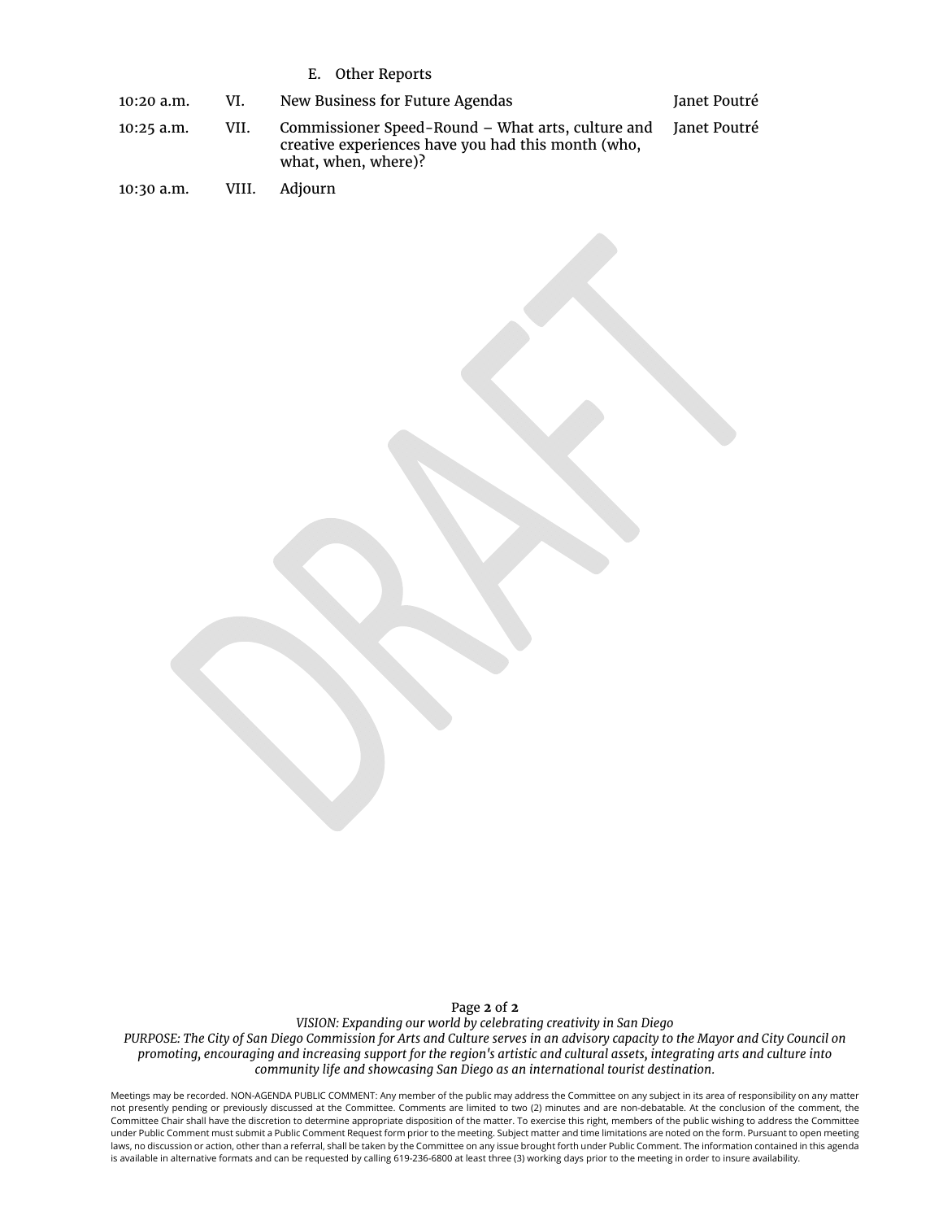E. Other Reports

| | | | |
|---|---|---|---|
| 10:20 a.m. | VI. | New Business for Future Agendas | Janet Poutré |
| 10:25 a.m. | VII. | Commissioner Speed-Round – What arts, culture and creative experiences have you had this month (who, what, when, where)? | Janet Poutré |
| 10:30 a.m. | VIII. | Adjourn | |

DRAFT

*VISION: Expanding our world by celebrating creativity in San Diego*

*PURPOSE: The City of San Diego Commission for Arts and Culture serves in an advisory capacity to the Mayor and City Council on promoting, encouraging and increasing support for the region's artistic and cultural assets, integrating arts and culture into community life and showcasing San Diego as an international tourist destination.*

Meetings may be recorded. NON-AGENDA PUBLIC COMMENT: Any member of the public may address the Committee on any subject in its area of responsibility on any matter not presently pending or previously discussed at the Committee. Comments are limited to two (2) minutes and are non-debatable. At the conclusion of the comment, the Committee Chair shall have the discretion to determine appropriate disposition of the matter. To exercise this right, members of the public wishing to address the Committee under Public Comment must submit a Public Comment Request form prior to the meeting. Subject matter and time limitations are noted on the form. Pursuant to open meeting laws, no discussion or action, other than a referral, shall be taken by the Committee on any issue brought forth under Public Comment. The information contained in this agenda is available in alternative formats and can be requested by calling 619-236-6800 at least three (3) working days prior to the meeting in order to insure availability.